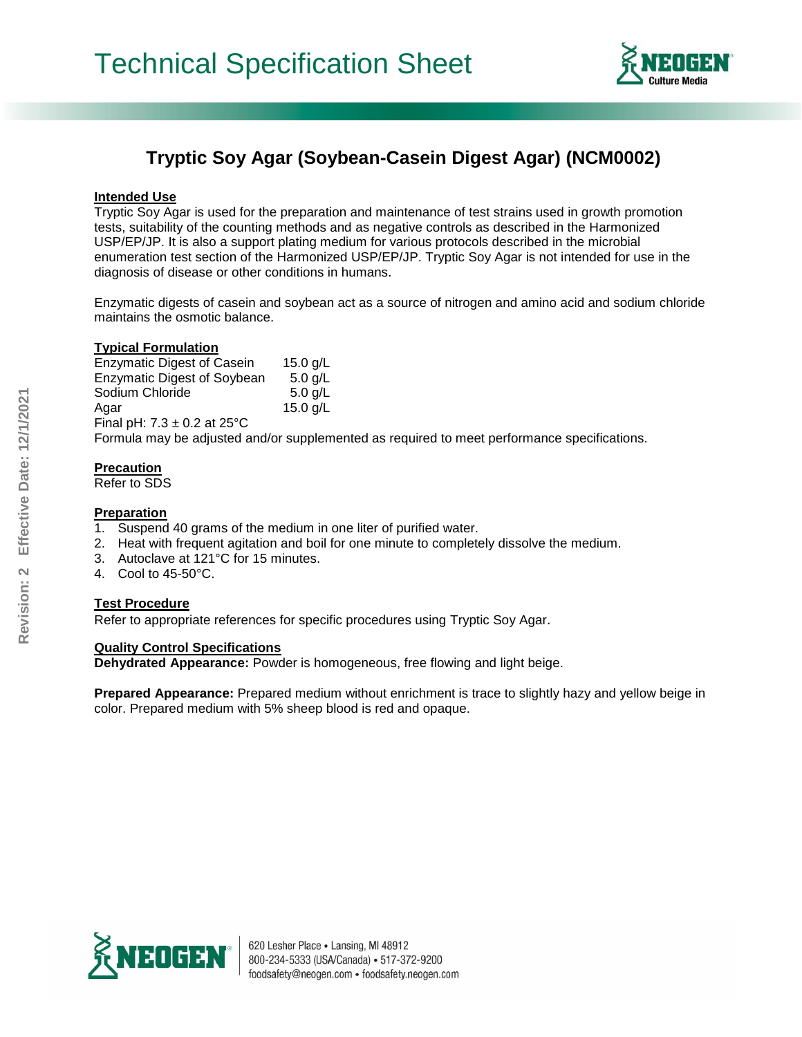# Technical Specification Sheet

## Tryptic Soy Agar (Soybean-Casein Digest Agar) (NCM0002)

### Intended Use

Tryptic Soy Agar is used for the preparation and maintenance of test strains used in growth promotion tests, suitability of the counting methods and as negative controls as described in the Harmonized USP/EP/JP. It is also a support plating medium for various protocols described in the microbial enumeration test section of the Harmonized USP/EP/JP. Tryptic Soy Agar is not intended for use in the diagnosis of disease or other conditions in humans.

Enzymatic digests of casein and soybean act as a source of nitrogen and amino acid and sodium chloride maintains the osmotic balance.

### Typical Formulation

| | |
|---|---|
| Enzymatic Digest of Casein | 15.0 g/L |
| Enzymatic Digest of Soybean | 5.0 g/L |
| Sodium Chloride | 5.0 g/L |
| Agar | 15.0 g/L |

Final pH: 7.3 ± 0.2 at 25°C

Formula may be adjusted and/or supplemented as required to meet performance specifications.

### Precaution

Refer to SDS

### Preparation

1. Suspend 40 grams of the medium in one liter of purified water.
2. Heat with frequent agitation and boil for one minute to completely dissolve the medium.
3. Autoclave at 121°C for 15 minutes.
4. Cool to 45-50°C.

### Test Procedure

Refer to appropriate references for specific procedures using Tryptic Soy Agar.

### Quality Control Specifications

**Dehydrated Appearance:** Powder is homogeneous, free flowing and light beige.

**Prepared Appearance:** Prepared medium without enrichment is trace to slightly hazy and yellow beige in color. Prepared medium with 5% sheep blood is red and opaque.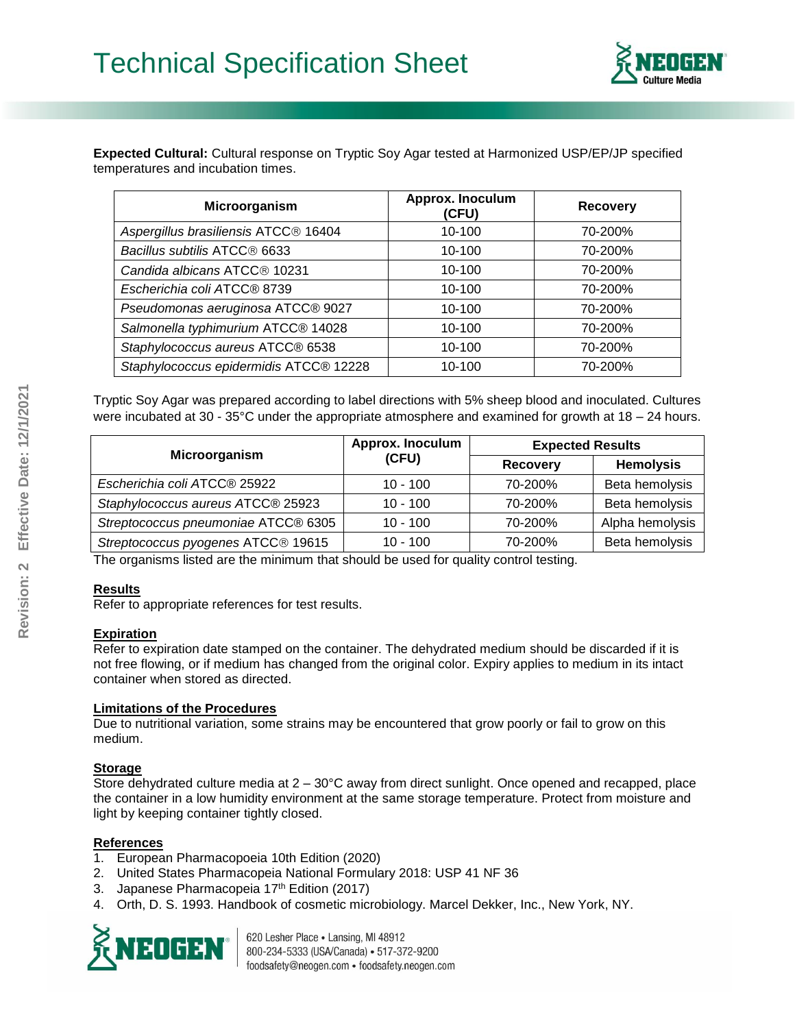**Expected Cultural:** Cultural response on Tryptic Soy Agar tested at Harmonized USP/EP/JP specified temperatures and incubation times.

| Microorganism | Approx. Inoculum (CFU) | Recovery |
|---|---|---|
| *Aspergillus brasiliensis* ATCC® 16404 | 10-100 | 70-200% |
| *Bacillus subtilis* ATCC® 6633 | 10-100 | 70-200% |
| *Candida albicans* ATCC® 10231 | 10-100 | 70-200% |
| *Escherichia coli* ATCC® 8739 | 10-100 | 70-200% |
| *Pseudomonas aeruginosa* ATCC® 9027 | 10-100 | 70-200% |
| *Salmonella typhimurium* ATCC® 14028 | 10-100 | 70-200% |
| *Staphylococcus aureus* ATCC® 6538 | 10-100 | 70-200% |
| *Staphylococcus epidermidis* ATCC® 12228 | 10-100 | 70-200% |

Tryptic Soy Agar was prepared according to label directions with 5% sheep blood and inoculated. Cultures were incubated at 30 - 35°C under the appropriate atmosphere and examined for growth at 18 – 24 hours.

| Microorganism | Approx. Inoculum (CFU) | Expected Results | |
|---|---|---|---|
| | | Recovery | Hemolysis |
| *Escherichia coli* ATCC® 25922 | 10 - 100 | 70-200% | Beta hemolysis |
| *Staphylococcus aureus* ATCC® 25923 | 10 - 100 | 70-200% | Beta hemolysis |
| *Streptococcus pneumoniae* ATCC® 6305 | 10 - 100 | 70-200% | Alpha hemolysis |
| *Streptococcus pyogenes* ATCC® 19615 | 10 - 100 | 70-200% | Beta hemolysis |

The organisms listed are the minimum that should be used for quality control testing.

**Results**

Refer to appropriate references for test results.

**Expiration**

Refer to expiration date stamped on the container. The dehydrated medium should be discarded if it is not free flowing, or if medium has changed from the original color. Expiry applies to medium in its intact container when stored as directed.

**Limitations of the Procedures**

Due to nutritional variation, some strains may be encountered that grow poorly or fail to grow on this medium.

**Storage**

Store dehydrated culture media at 2 – 30°C away from direct sunlight. Once opened and recapped, place the container in a low humidity environment at the same storage temperature. Protect from moisture and light by keeping container tightly closed.

**References**

1. European Pharmacopoeia 10th Edition (2020)
2. United States Pharmacopeia National Formulary 2018: USP 41 NF 36
3. Japanese Pharmacopeia 17th Edition (2017)
4. Orth, D. S. 1993. Handbook of cosmetic microbiology. Marcel Dekker, Inc., New York, NY.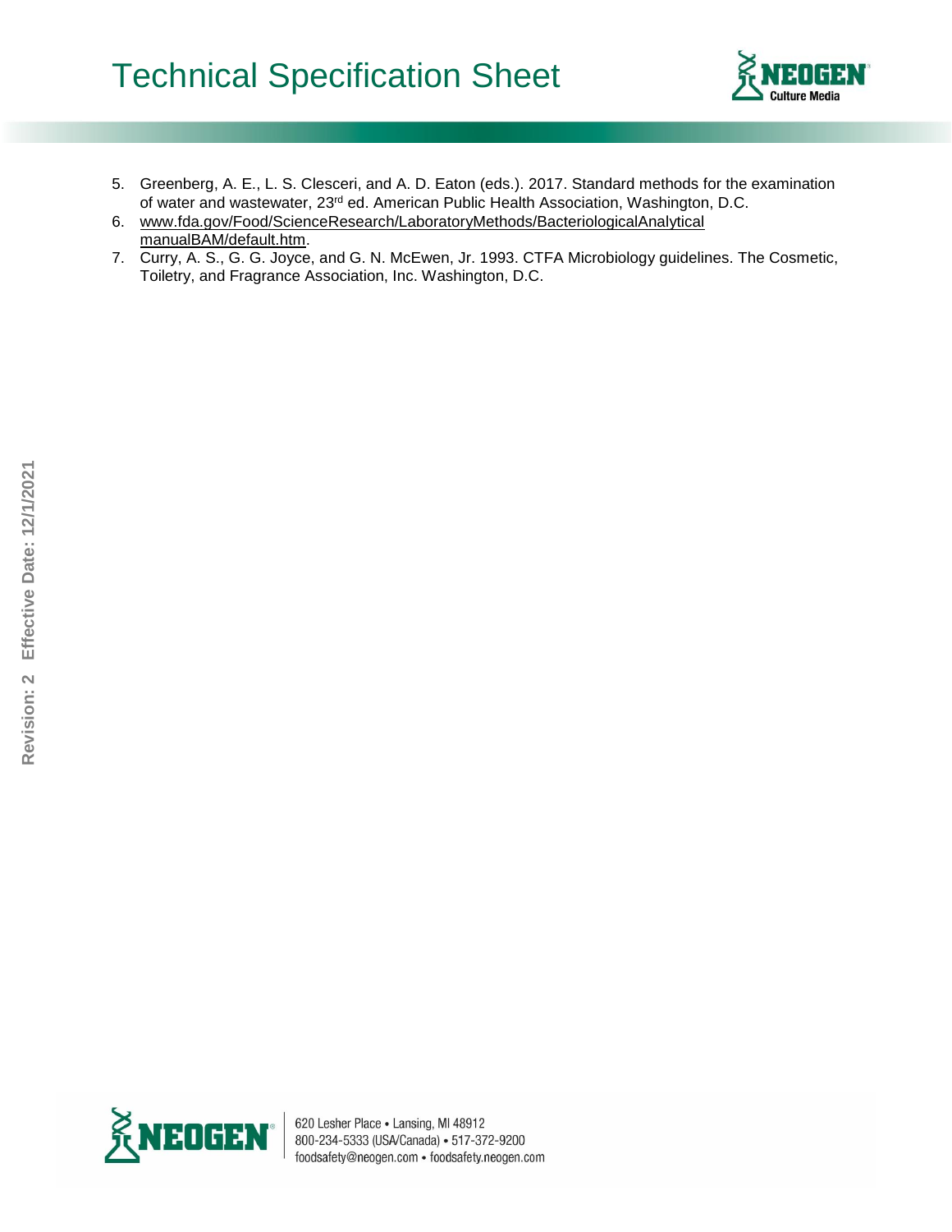5. Greenberg, A. E., L. S. Clesceri, and A. D. Eaton (eds.). 2017. Standard methods for the examination of water and wastewater, 23rd ed. American Public Health Association, Washington, D.C.
6. www.fda.gov/Food/ScienceResearch/LaboratoryMethods/BacteriologicalAnalyticalmanualBAM/default.htm.
7. Curry, A. S., G. G. Joyce, and G. N. McEwen, Jr. 1993. CTFA Microbiology guidelines. The Cosmetic, Toiletry, and Fragrance Association, Inc. Washington, D.C.